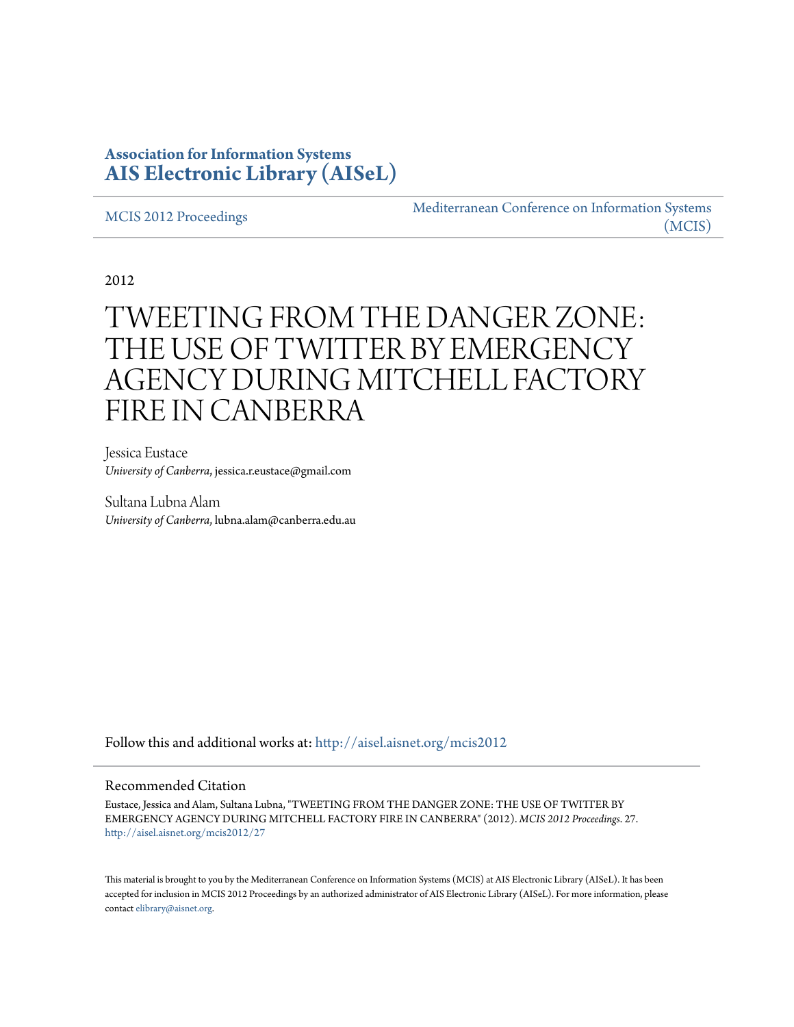**Association for Information Systems**
**[AIS Electronic Library (AISeL)](http://aisel.aisnet.org)**

MCIS 2012 Proceedings | Mediterranean Conference on Information Systems (MCIS)

2012

# TWEETING FROM THE DANGER ZONE: THE USE OF TWITTER BY EMERGENCY AGENCY DURING MITCHELL FACTORY FIRE IN CANBERRA

Jessica Eustace
*University of Canberra*, jessica.r.eustace@gmail.com

Sultana Lubna Alam
*University of Canberra*, lubna.alam@canberra.edu.au

Follow this and additional works at: http://aisel.aisnet.org/mcis2012

## Recommended Citation

Eustace, Jessica and Alam, Sultana Lubna, "TWEETING FROM THE DANGER ZONE: THE USE OF TWITTER BY EMERGENCY AGENCY DURING MITCHELL FACTORY FIRE IN CANBERRA" (2012). *MCIS 2012 Proceedings*. 27.
http://aisel.aisnet.org/mcis2012/27

This material is brought to you by the Mediterranean Conference on Information Systems (MCIS) at AIS Electronic Library (AISeL). It has been accepted for inclusion in MCIS 2012 Proceedings by an authorized administrator of AIS Electronic Library (AISeL). For more information, please contact elibrary@aisnet.org.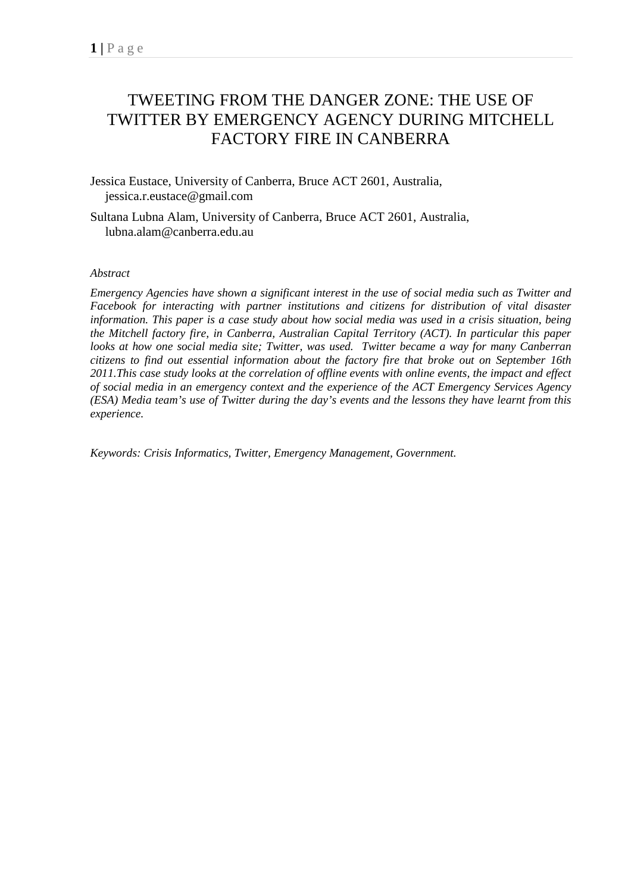# TWEETING FROM THE DANGER ZONE: THE USE OF TWITTER BY EMERGENCY AGENCY DURING MITCHELL FACTORY FIRE IN CANBERRA

Jessica Eustace, University of Canberra, Bruce ACT 2601, Australia, jessica.r.eustace@gmail.com

Sultana Lubna Alam, University of Canberra, Bruce ACT 2601, Australia, lubna.alam@canberra.edu.au

*Abstract*

*Emergency Agencies have shown a significant interest in the use of social media such as Twitter and Facebook for interacting with partner institutions and citizens for distribution of vital disaster information. This paper is a case study about how social media was used in a crisis situation, being the Mitchell factory fire, in Canberra, Australian Capital Territory (ACT). In particular this paper looks at how one social media site; Twitter, was used. Twitter became a way for many Canberran citizens to find out essential information about the factory fire that broke out on September 16th 2011.This case study looks at the correlation of offline events with online events, the impact and effect of social media in an emergency context and the experience of the ACT Emergency Services Agency (ESA) Media team's use of Twitter during the day's events and the lessons they have learnt from this experience.*

*Keywords: Crisis Informatics, Twitter, Emergency Management, Government.*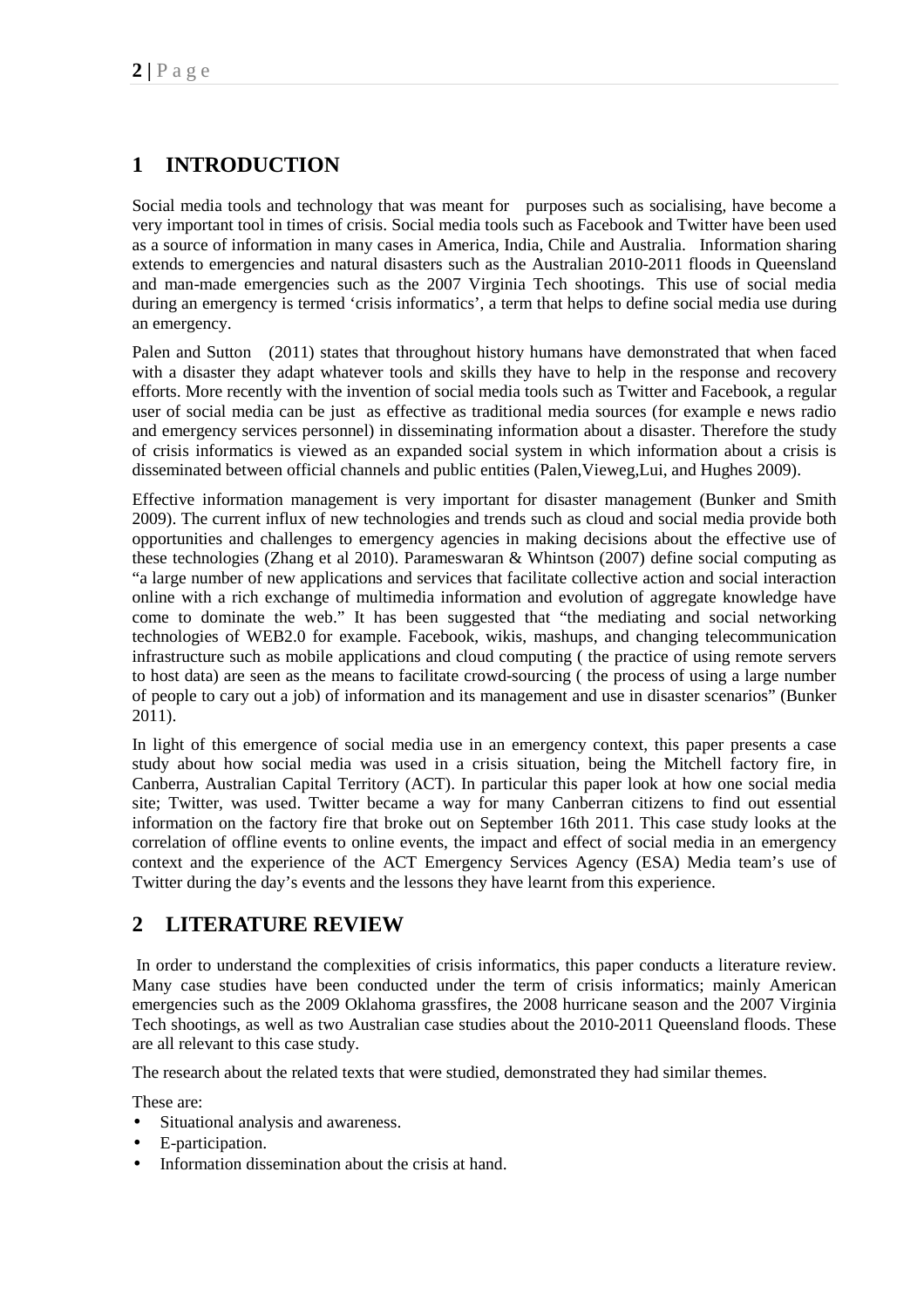# 1 INTRODUCTION

Social media tools and technology that was meant for purposes such as socialising, have become a very important tool in times of crisis. Social media tools such as Facebook and Twitter have been used as a source of information in many cases in America, India, Chile and Australia. Information sharing extends to emergencies and natural disasters such as the Australian 2010-2011 floods in Queensland and man-made emergencies such as the 2007 Virginia Tech shootings. This use of social media during an emergency is termed 'crisis informatics', a term that helps to define social media use during an emergency.

Palen and Sutton (2011) states that throughout history humans have demonstrated that when faced with a disaster they adapt whatever tools and skills they have to help in the response and recovery efforts. More recently with the invention of social media tools such as Twitter and Facebook, a regular user of social media can be just as effective as traditional media sources (for example e news radio and emergency services personnel) in disseminating information about a disaster. Therefore the study of crisis informatics is viewed as an expanded social system in which information about a crisis is disseminated between official channels and public entities (Palen,Vieweg,Lui, and Hughes 2009).

Effective information management is very important for disaster management (Bunker and Smith 2009). The current influx of new technologies and trends such as cloud and social media provide both opportunities and challenges to emergency agencies in making decisions about the effective use of these technologies (Zhang et al 2010). Parameswaran & Whintson (2007) define social computing as "a large number of new applications and services that facilitate collective action and social interaction online with a rich exchange of multimedia information and evolution of aggregate knowledge have come to dominate the web." It has been suggested that "the mediating and social networking technologies of WEB2.0 for example. Facebook, wikis, mashups, and changing telecommunication infrastructure such as mobile applications and cloud computing ( the practice of using remote servers to host data) are seen as the means to facilitate crowd-sourcing ( the process of using a large number of people to cary out a job) of information and its management and use in disaster scenarios" (Bunker 2011).

In light of this emergence of social media use in an emergency context, this paper presents a case study about how social media was used in a crisis situation, being the Mitchell factory fire, in Canberra, Australian Capital Territory (ACT). In particular this paper look at how one social media site; Twitter, was used. Twitter became a way for many Canberran citizens to find out essential information on the factory fire that broke out on September 16th 2011. This case study looks at the correlation of offline events to online events, the impact and effect of social media in an emergency context and the experience of the ACT Emergency Services Agency (ESA) Media team's use of Twitter during the day's events and the lessons they have learnt from this experience.

# 2 LITERATURE REVIEW

In order to understand the complexities of crisis informatics, this paper conducts a literature review. Many case studies have been conducted under the term of crisis informatics; mainly American emergencies such as the 2009 Oklahoma grassfires, the 2008 hurricane season and the 2007 Virginia Tech shootings, as well as two Australian case studies about the 2010-2011 Queensland floods. These are all relevant to this case study.

The research about the related texts that were studied, demonstrated they had similar themes.

These are:

- Situational analysis and awareness.
- E-participation.
- Information dissemination about the crisis at hand.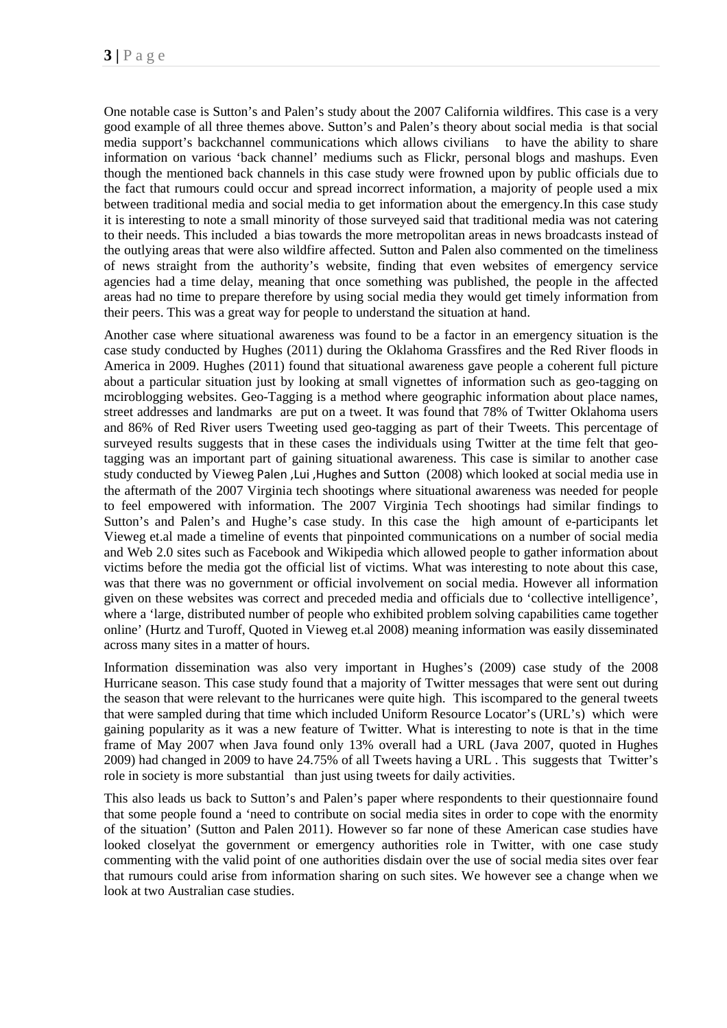One notable case is Sutton's and Palen's study about the 2007 California wildfires. This case is a very good example of all three themes above. Sutton's and Palen's theory about social media is that social media support's backchannel communications which allows civilians to have the ability to share information on various 'back channel' mediums such as Flickr, personal blogs and mashups. Even though the mentioned back channels in this case study were frowned upon by public officials due to the fact that rumours could occur and spread incorrect information, a majority of people used a mix between traditional media and social media to get information about the emergency.In this case study it is interesting to note a small minority of those surveyed said that traditional media was not catering to their needs. This included a bias towards the more metropolitan areas in news broadcasts instead of the outlying areas that were also wildfire affected. Sutton and Palen also commented on the timeliness of news straight from the authority's website, finding that even websites of emergency service agencies had a time delay, meaning that once something was published, the people in the affected areas had no time to prepare therefore by using social media they would get timely information from their peers. This was a great way for people to understand the situation at hand.

Another case where situational awareness was found to be a factor in an emergency situation is the case study conducted by Hughes (2011) during the Oklahoma Grassfires and the Red River floods in America in 2009. Hughes (2011) found that situational awareness gave people a coherent full picture about a particular situation just by looking at small vignettes of information such as geo-tagging on mciroblogging websites. Geo-Tagging is a method where geographic information about place names, street addresses and landmarks are put on a tweet. It was found that 78% of Twitter Oklahoma users and 86% of Red River users Tweeting used geo-tagging as part of their Tweets. This percentage of surveyed results suggests that in these cases the individuals using Twitter at the time felt that geo-tagging was an important part of gaining situational awareness. This case is similar to another case study conducted by Vieweg Palen ,Lui ,Hughes and Sutton (2008) which looked at social media use in the aftermath of the 2007 Virginia tech shootings where situational awareness was needed for people to feel empowered with information. The 2007 Virginia Tech shootings had similar findings to Sutton's and Palen's and Hughe's case study. In this case the high amount of e-participants let Vieweg et.al made a timeline of events that pinpointed communications on a number of social media and Web 2.0 sites such as Facebook and Wikipedia which allowed people to gather information about victims before the media got the official list of victims. What was interesting to note about this case, was that there was no government or official involvement on social media. However all information given on these websites was correct and preceded media and officials due to 'collective intelligence', where a 'large, distributed number of people who exhibited problem solving capabilities came together online' (Hurtz and Turoff, Quoted in Vieweg et.al 2008) meaning information was easily disseminated across many sites in a matter of hours.

Information dissemination was also very important in Hughes's (2009) case study of the 2008 Hurricane season. This case study found that a majority of Twitter messages that were sent out during the season that were relevant to the hurricanes were quite high. This iscompared to the general tweets that were sampled during that time which included Uniform Resource Locator's (URL's) which were gaining popularity as it was a new feature of Twitter. What is interesting to note is that in the time frame of May 2007 when Java found only 13% overall had a URL (Java 2007, quoted in Hughes 2009) had changed in 2009 to have 24.75% of all Tweets having a URL . This suggests that Twitter's role in society is more substantial than just using tweets for daily activities.

This also leads us back to Sutton's and Palen's paper where respondents to their questionnaire found that some people found a 'need to contribute on social media sites in order to cope with the enormity of the situation' (Sutton and Palen 2011). However so far none of these American case studies have looked closelyat the government or emergency authorities role in Twitter, with one case study commenting with the valid point of one authorities disdain over the use of social media sites over fear that rumours could arise from information sharing on such sites. We however see a change when we look at two Australian case studies.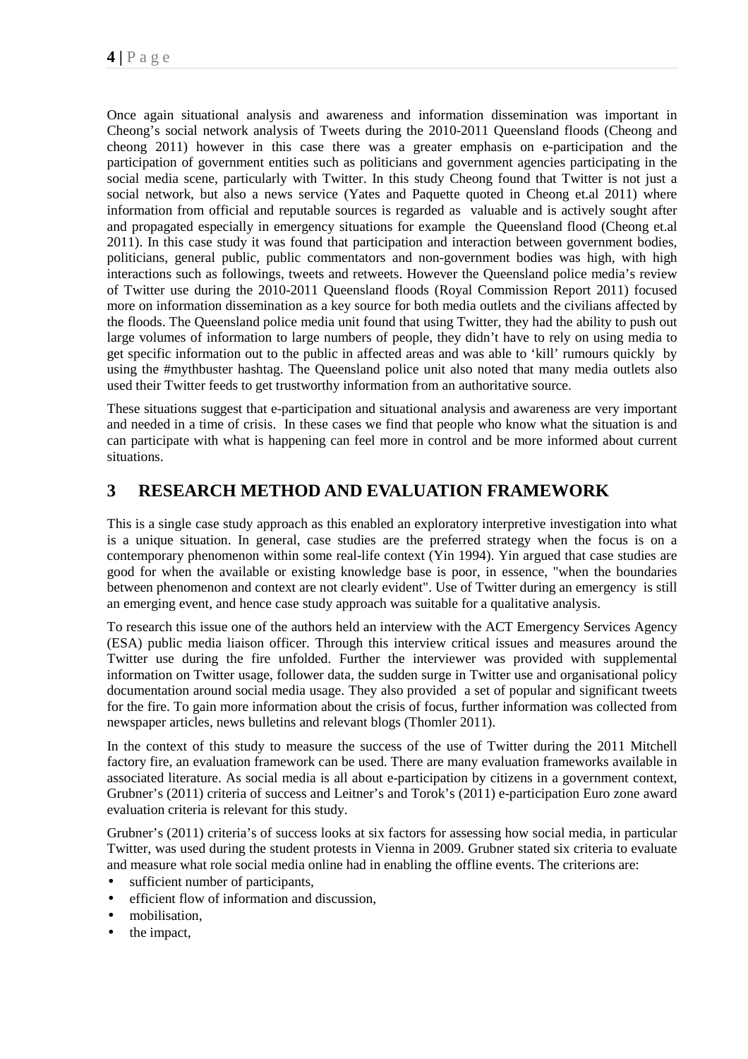Once again situational analysis and awareness and information dissemination was important in Cheong's social network analysis of Tweets during the 2010-2011 Queensland floods (Cheong and cheong 2011) however in this case there was a greater emphasis on e-participation and the participation of government entities such as politicians and government agencies participating in the social media scene, particularly with Twitter. In this study Cheong found that Twitter is not just a social network, but also a news service (Yates and Paquette quoted in Cheong et.al 2011) where information from official and reputable sources is regarded as valuable and is actively sought after and propagated especially in emergency situations for example the Queensland flood (Cheong et.al 2011). In this case study it was found that participation and interaction between government bodies, politicians, general public, public commentators and non-government bodies was high, with high interactions such as followings, tweets and retweets. However the Queensland police media's review of Twitter use during the 2010-2011 Queensland floods (Royal Commission Report 2011) focused more on information dissemination as a key source for both media outlets and the civilians affected by the floods. The Queensland police media unit found that using Twitter, they had the ability to push out large volumes of information to large numbers of people, they didn't have to rely on using media to get specific information out to the public in affected areas and was able to 'kill' rumours quickly by using the #mythbuster hashtag. The Queensland police unit also noted that many media outlets also used their Twitter feeds to get trustworthy information from an authoritative source.

These situations suggest that e-participation and situational analysis and awareness are very important and needed in a time of crisis. In these cases we find that people who know what the situation is and can participate with what is happening can feel more in control and be more informed about current situations.

## 3 RESEARCH METHOD AND EVALUATION FRAMEWORK

This is a single case study approach as this enabled an exploratory interpretive investigation into what is a unique situation. In general, case studies are the preferred strategy when the focus is on a contemporary phenomenon within some real-life context (Yin 1994). Yin argued that case studies are good for when the available or existing knowledge base is poor, in essence, "when the boundaries between phenomenon and context are not clearly evident". Use of Twitter during an emergency is still an emerging event, and hence case study approach was suitable for a qualitative analysis.

To research this issue one of the authors held an interview with the ACT Emergency Services Agency (ESA) public media liaison officer. Through this interview critical issues and measures around the Twitter use during the fire unfolded. Further the interviewer was provided with supplemental information on Twitter usage, follower data, the sudden surge in Twitter use and organisational policy documentation around social media usage. They also provided a set of popular and significant tweets for the fire. To gain more information about the crisis of focus, further information was collected from newspaper articles, news bulletins and relevant blogs (Thomler 2011).

In the context of this study to measure the success of the use of Twitter during the 2011 Mitchell factory fire, an evaluation framework can be used. There are many evaluation frameworks available in associated literature. As social media is all about e-participation by citizens in a government context, Grubner's (2011) criteria of success and Leitner's and Torok's (2011) e-participation Euro zone award evaluation criteria is relevant for this study.

Grubner's (2011) criteria's of success looks at six factors for assessing how social media, in particular Twitter, was used during the student protests in Vienna in 2009. Grubner stated six criteria to evaluate and measure what role social media online had in enabling the offline events. The criterions are:

- sufficient number of participants,
- efficient flow of information and discussion,
- mobilisation,
- the impact,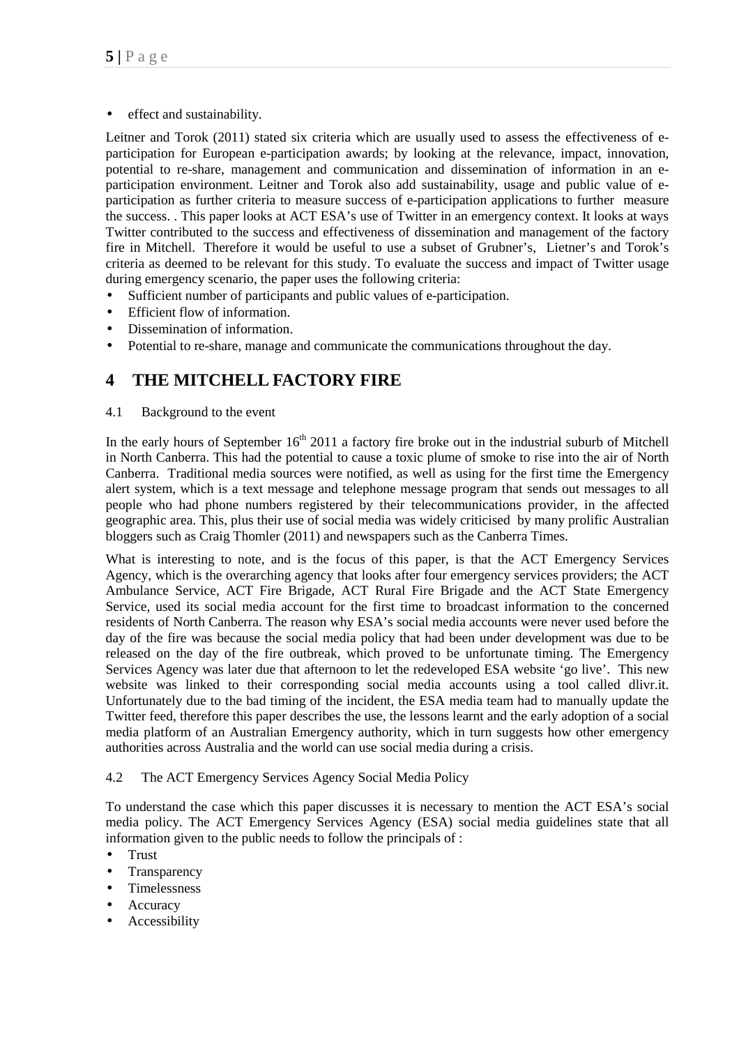- effect and sustainability.

Leitner and Torok (2011) stated six criteria which are usually used to assess the effectiveness of e-participation for European e-participation awards; by looking at the relevance, impact, innovation, potential to re-share, management and communication and dissemination of information in an e-participation environment. Leitner and Torok also add sustainability, usage and public value of e-participation as further criteria to measure success of e-participation applications to further measure the success. . This paper looks at ACT ESA's use of Twitter in an emergency context. It looks at ways Twitter contributed to the success and effectiveness of dissemination and management of the factory fire in Mitchell. Therefore it would be useful to use a subset of Grubner's, Lietner's and Torok's criteria as deemed to be relevant for this study. To evaluate the success and impact of Twitter usage during emergency scenario, the paper uses the following criteria:

- Sufficient number of participants and public values of e-participation.
- Efficient flow of information.
- Dissemination of information.
- Potential to re-share, manage and communicate the communications throughout the day.

# 4 THE MITCHELL FACTORY FIRE

## 4.1 Background to the event

In the early hours of September 16th 2011 a factory fire broke out in the industrial suburb of Mitchell in North Canberra. This had the potential to cause a toxic plume of smoke to rise into the air of North Canberra. Traditional media sources were notified, as well as using for the first time the Emergency alert system, which is a text message and telephone message program that sends out messages to all people who had phone numbers registered by their telecommunications provider, in the affected geographic area. This, plus their use of social media was widely criticised by many prolific Australian bloggers such as Craig Thomler (2011) and newspapers such as the Canberra Times.

What is interesting to note, and is the focus of this paper, is that the ACT Emergency Services Agency, which is the overarching agency that looks after four emergency services providers; the ACT Ambulance Service, ACT Fire Brigade, ACT Rural Fire Brigade and the ACT State Emergency Service, used its social media account for the first time to broadcast information to the concerned residents of North Canberra. The reason why ESA's social media accounts were never used before the day of the fire was because the social media policy that had been under development was due to be released on the day of the fire outbreak, which proved to be unfortunate timing. The Emergency Services Agency was later due that afternoon to let the redeveloped ESA website 'go live'. This new website was linked to their corresponding social media accounts using a tool called dlivr.it. Unfortunately due to the bad timing of the incident, the ESA media team had to manually update the Twitter feed, therefore this paper describes the use, the lessons learnt and the early adoption of a social media platform of an Australian Emergency authority, which in turn suggests how other emergency authorities across Australia and the world can use social media during a crisis.

## 4.2 The ACT Emergency Services Agency Social Media Policy

To understand the case which this paper discusses it is necessary to mention the ACT ESA's social media policy. The ACT Emergency Services Agency (ESA) social media guidelines state that all information given to the public needs to follow the principals of :

- Trust
- Transparency
- Timelessness
- Accuracy
- Accessibility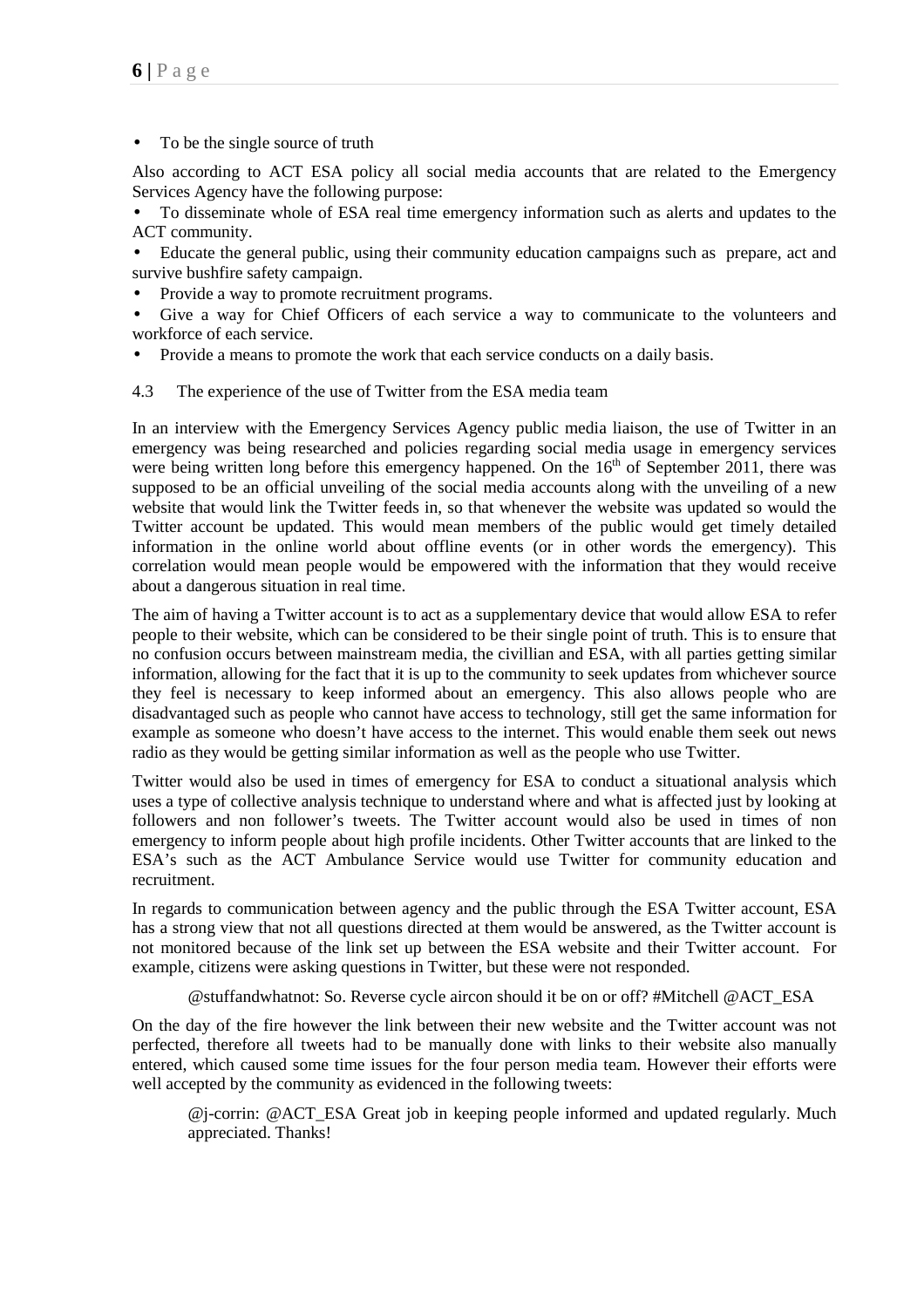- To be the single source of truth

Also according to ACT ESA policy all social media accounts that are related to the Emergency Services Agency have the following purpose:

- To disseminate whole of ESA real time emergency information such as alerts and updates to the ACT community.
- Educate the general public, using their community education campaigns such as prepare, act and survive bushfire safety campaign.
- Provide a way to promote recruitment programs.
- Give a way for Chief Officers of each service a way to communicate to the volunteers and workforce of each service.
- Provide a means to promote the work that each service conducts on a daily basis.

### 4.3 The experience of the use of Twitter from the ESA media team

In an interview with the Emergency Services Agency public media liaison, the use of Twitter in an emergency was being researched and policies regarding social media usage in emergency services were being written long before this emergency happened. On the 16th of September 2011, there was supposed to be an official unveiling of the social media accounts along with the unveiling of a new website that would link the Twitter feeds in, so that whenever the website was updated so would the Twitter account be updated. This would mean members of the public would get timely detailed information in the online world about offline events (or in other words the emergency). This correlation would mean people would be empowered with the information that they would receive about a dangerous situation in real time.

The aim of having a Twitter account is to act as a supplementary device that would allow ESA to refer people to their website, which can be considered to be their single point of truth. This is to ensure that no confusion occurs between mainstream media, the civillian and ESA, with all parties getting similar information, allowing for the fact that it is up to the community to seek updates from whichever source they feel is necessary to keep informed about an emergency. This also allows people who are disadvantaged such as people who cannot have access to technology, still get the same information for example as someone who doesn't have access to the internet. This would enable them seek out news radio as they would be getting similar information as well as the people who use Twitter.

Twitter would also be used in times of emergency for ESA to conduct a situational analysis which uses a type of collective analysis technique to understand where and what is affected just by looking at followers and non follower's tweets. The Twitter account would also be used in times of non emergency to inform people about high profile incidents. Other Twitter accounts that are linked to the ESA's such as the ACT Ambulance Service would use Twitter for community education and recruitment.

In regards to communication between agency and the public through the ESA Twitter account, ESA has a strong view that not all questions directed at them would be answered, as the Twitter account is not monitored because of the link set up between the ESA website and their Twitter account. For example, citizens were asking questions in Twitter, but these were not responded.

> @stuffandwhatnot: So. Reverse cycle aircon should it be on or off? #Mitchell @ACT_ESA

On the day of the fire however the link between their new website and the Twitter account was not perfected, therefore all tweets had to be manually done with links to their website also manually entered, which caused some time issues for the four person media team. However their efforts were well accepted by the community as evidenced in the following tweets:

> @j-corrin: @ACT_ESA Great job in keeping people informed and updated regularly. Much appreciated. Thanks!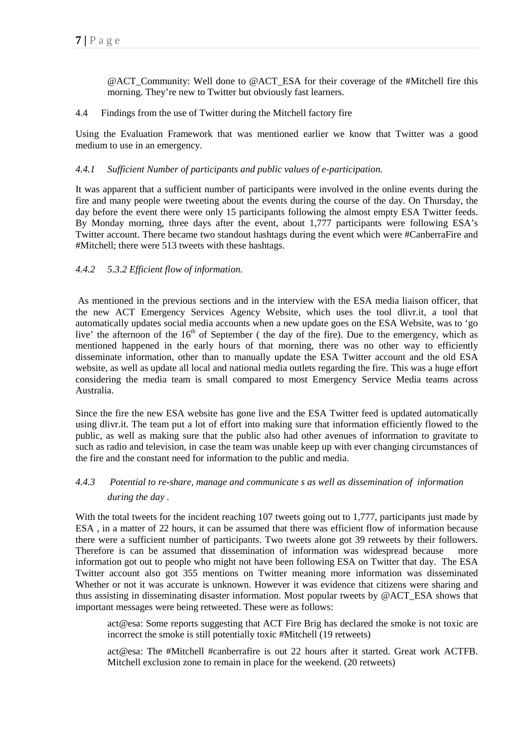> @ACT_Community: Well done to @ACT_ESA for their coverage of the #Mitchell fire this morning. They're new to Twitter but obviously fast learners.

### 4.4 Findings from the use of Twitter during the Mitchell factory fire

Using the Evaluation Framework that was mentioned earlier we know that Twitter was a good medium to use in an emergency.

#### *4.4.1 Sufficient Number of participants and public values of e-participation.*

It was apparent that a sufficient number of participants were involved in the online events during the fire and many people were tweeting about the events during the course of the day. On Thursday, the day before the event there were only 15 participants following the almost empty ESA Twitter feeds. By Monday morning, three days after the event, about 1,777 participants were following ESA's Twitter account. There became two standout hashtags during the event which were #CanberraFire and #Mitchell; there were 513 tweets with these hashtags.

#### *4.4.2 5.3.2 Efficient flow of information.*

As mentioned in the previous sections and in the interview with the ESA media liaison officer, that the new ACT Emergency Services Agency Website, which uses the tool dlivr.it, a tool that automatically updates social media accounts when a new update goes on the ESA Website, was to 'go live' the afternoon of the 16th of September ( the day of the fire). Due to the emergency, which as mentioned happened in the early hours of that morning, there was no other way to efficiently disseminate information, other than to manually update the ESA Twitter account and the old ESA website, as well as update all local and national media outlets regarding the fire. This was a huge effort considering the media team is small compared to most Emergency Service Media teams across Australia.

Since the fire the new ESA website has gone live and the ESA Twitter feed is updated automatically using dlivr.it. The team put a lot of effort into making sure that information efficiently flowed to the public, as well as making sure that the public also had other avenues of information to gravitate to such as radio and television, in case the team was unable keep up with ever changing circumstances of the fire and the constant need for information to the public and media.

#### *4.4.3 Potential to re-share, manage and communicate s as well as dissemination of information during the day .*

With the total tweets for the incident reaching 107 tweets going out to 1,777, participants just made by ESA , in a matter of 22 hours, it can be assumed that there was efficient flow of information because there were a sufficient number of participants. Two tweets alone got 39 retweets by their followers. Therefore is can be assumed that dissemination of information was widespread because more information got out to people who might not have been following ESA on Twitter that day. The ESA Twitter account also got 355 mentions on Twitter meaning more information was disseminated Whether or not it was accurate is unknown. However it was evidence that citizens were sharing and thus assisting in disseminating disaster information. Most popular tweets by @ACT_ESA shows that important messages were being retweeted. These were as follows:

> act@esa: Some reports suggesting that ACT Fire Brig has declared the smoke is not toxic are incorrect the smoke is still potentially toxic #Mitchell (19 retweets)

> act@esa: The #Mitchell #canberrafire is out 22 hours after it started. Great work ACTFB. Mitchell exclusion zone to remain in place for the weekend. (20 retweets)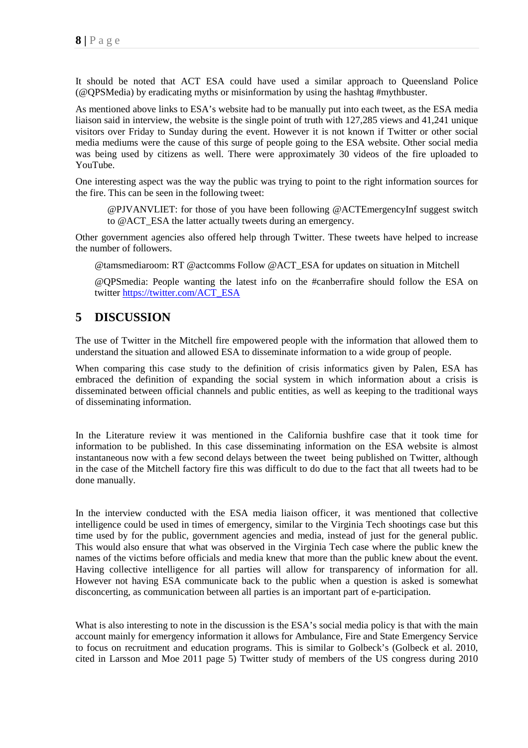It should be noted that ACT ESA could have used a similar approach to Queensland Police (@QPSMedia) by eradicating myths or misinformation by using the hashtag #mythbuster.

As mentioned above links to ESA's website had to be manually put into each tweet, as the ESA media liaison said in interview, the website is the single point of truth with 127,285 views and 41,241 unique visitors over Friday to Sunday during the event. However it is not known if Twitter or other social media mediums were the cause of this surge of people going to the ESA website. Other social media was being used by citizens as well. There were approximately 30 videos of the fire uploaded to YouTube.

One interesting aspect was the way the public was trying to point to the right information sources for the fire. This can be seen in the following tweet:

> @PJVANVLIET: for those of you have been following @ACTEmergencyInf suggest switch to @ACT_ESA the latter actually tweets during an emergency.

Other government agencies also offered help through Twitter. These tweets have helped to increase the number of followers.

> @tamsmediaroom: RT @actcomms Follow @ACT_ESA for updates on situation in Mitchell
>
> @QPSmedia: People wanting the latest info on the #canberrafire should follow the ESA on twitter [https://twitter.com/ACT_ESA](https://twitter.com/ACT_ESA)

# 5 DISCUSSION

The use of Twitter in the Mitchell fire empowered people with the information that allowed them to understand the situation and allowed ESA to disseminate information to a wide group of people.

When comparing this case study to the definition of crisis informatics given by Palen, ESA has embraced the definition of expanding the social system in which information about a crisis is disseminated between official channels and public entities, as well as keeping to the traditional ways of disseminating information.

In the Literature review it was mentioned in the California bushfire case that it took time for information to be published. In this case disseminating information on the ESA website is almost instantaneous now with a few second delays between the tweet being published on Twitter, although in the case of the Mitchell factory fire this was difficult to do due to the fact that all tweets had to be done manually.

In the interview conducted with the ESA media liaison officer, it was mentioned that collective intelligence could be used in times of emergency, similar to the Virginia Tech shootings case but this time used by for the public, government agencies and media, instead of just for the general public. This would also ensure that what was observed in the Virginia Tech case where the public knew the names of the victims before officials and media knew that more than the public knew about the event. Having collective intelligence for all parties will allow for transparency of information for all. However not having ESA communicate back to the public when a question is asked is somewhat disconcerting, as communication between all parties is an important part of e-participation.

What is also interesting to note in the discussion is the ESA's social media policy is that with the main account mainly for emergency information it allows for Ambulance, Fire and State Emergency Service to focus on recruitment and education programs. This is similar to Golbeck's (Golbeck et al. 2010, cited in Larsson and Moe 2011 page 5) Twitter study of members of the US congress during 2010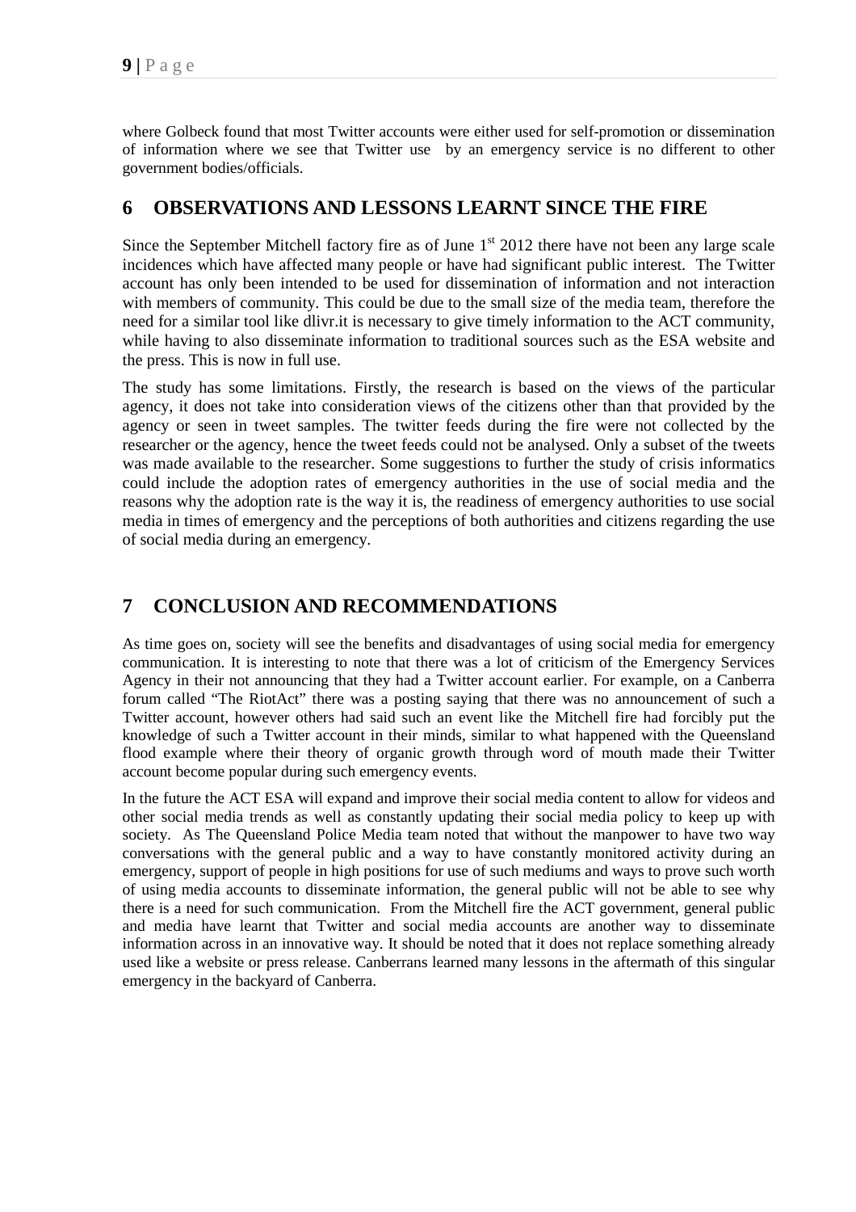where Golbeck found that most Twitter accounts were either used for self-promotion or dissemination of information where we see that Twitter use by an emergency service is no different to other government bodies/officials.

## 6 OBSERVATIONS AND LESSONS LEARNT SINCE THE FIRE

Since the September Mitchell factory fire as of June 1st 2012 there have not been any large scale incidences which have affected many people or have had significant public interest. The Twitter account has only been intended to be used for dissemination of information and not interaction with members of community. This could be due to the small size of the media team, therefore the need for a similar tool like dlivr.it is necessary to give timely information to the ACT community, while having to also disseminate information to traditional sources such as the ESA website and the press. This is now in full use.

The study has some limitations. Firstly, the research is based on the views of the particular agency, it does not take into consideration views of the citizens other than that provided by the agency or seen in tweet samples. The twitter feeds during the fire were not collected by the researcher or the agency, hence the tweet feeds could not be analysed. Only a subset of the tweets was made available to the researcher. Some suggestions to further the study of crisis informatics could include the adoption rates of emergency authorities in the use of social media and the reasons why the adoption rate is the way it is, the readiness of emergency authorities to use social media in times of emergency and the perceptions of both authorities and citizens regarding the use of social media during an emergency.

## 7 CONCLUSION AND RECOMMENDATIONS

As time goes on, society will see the benefits and disadvantages of using social media for emergency communication. It is interesting to note that there was a lot of criticism of the Emergency Services Agency in their not announcing that they had a Twitter account earlier. For example, on a Canberra forum called "The RiotAct" there was a posting saying that there was no announcement of such a Twitter account, however others had said such an event like the Mitchell fire had forcibly put the knowledge of such a Twitter account in their minds, similar to what happened with the Queensland flood example where their theory of organic growth through word of mouth made their Twitter account become popular during such emergency events.

In the future the ACT ESA will expand and improve their social media content to allow for videos and other social media trends as well as constantly updating their social media policy to keep up with society. As The Queensland Police Media team noted that without the manpower to have two way conversations with the general public and a way to have constantly monitored activity during an emergency, support of people in high positions for use of such mediums and ways to prove such worth of using media accounts to disseminate information, the general public will not be able to see why there is a need for such communication. From the Mitchell fire the ACT government, general public and media have learnt that Twitter and social media accounts are another way to disseminate information across in an innovative way. It should be noted that it does not replace something already used like a website or press release. Canberrans learned many lessons in the aftermath of this singular emergency in the backyard of Canberra.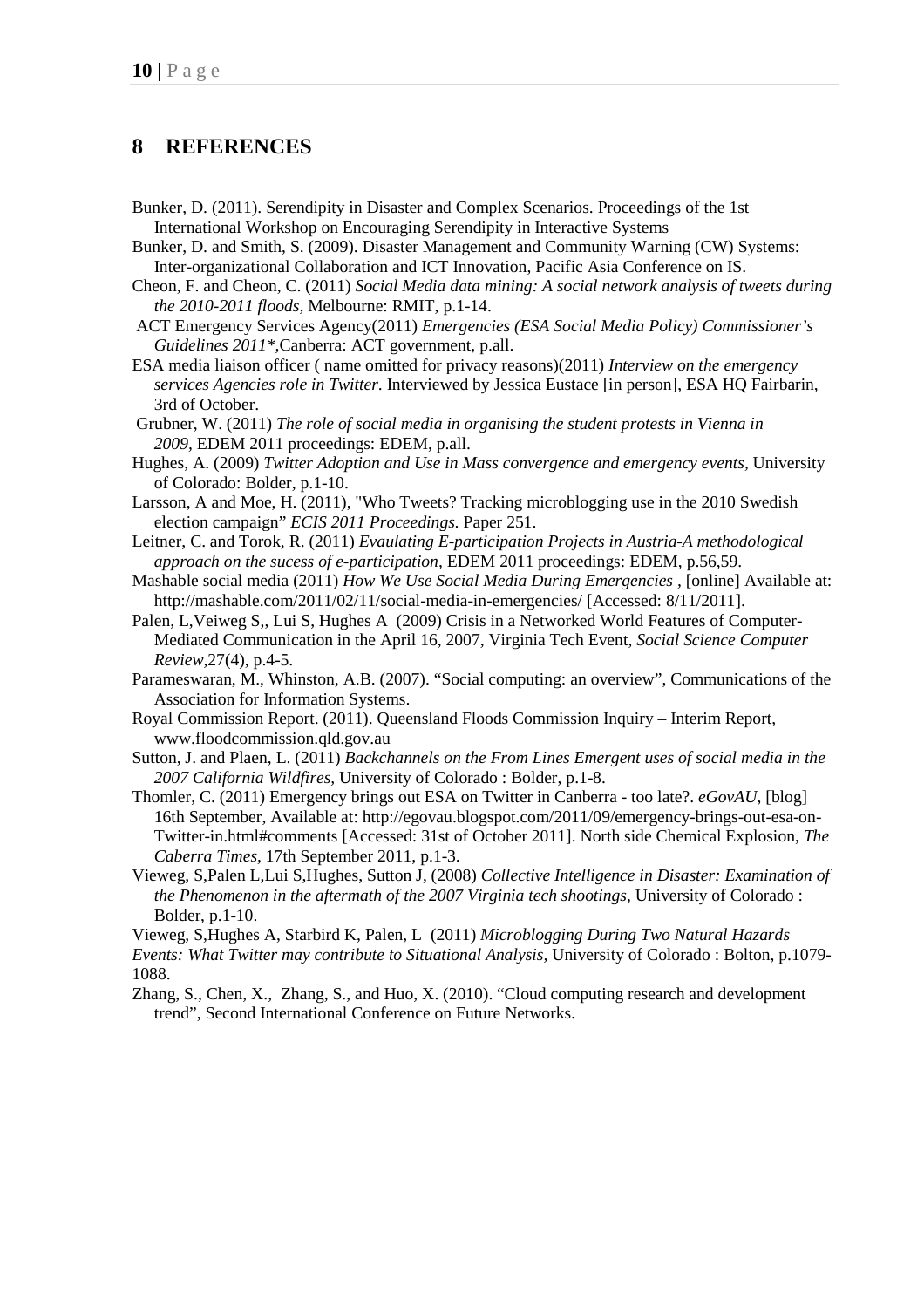# 8 REFERENCES

Bunker, D. (2011). Serendipity in Disaster and Complex Scenarios. Proceedings of the 1st International Workshop on Encouraging Serendipity in Interactive Systems

Bunker, D. and Smith, S. (2009). Disaster Management and Community Warning (CW) Systems: Inter-organizational Collaboration and ICT Innovation, Pacific Asia Conference on IS.

Cheon, F. and Cheon, C. (2011) *Social Media data mining: A social network analysis of tweets during the 2010-2011 floods,* Melbourne: RMIT, p.1-14.

ACT Emergency Services Agency(2011) *Emergencies (ESA Social Media Policy) Commissioner's Guidelines 2011**,Canberra: ACT government, p.all.

ESA media liaison officer ( name omitted for privacy reasons)(2011) *Interview on the emergency services Agencies role in Twitter.* Interviewed by Jessica Eustace [in person], ESA HQ Fairbarin, 3rd of October.

Grubner, W. (2011) *The role of social media in organising the student protests in Vienna in 2009,* EDEM 2011 proceedings: EDEM, p.all.

Hughes, A. (2009) *Twitter Adoption and Use in Mass convergence and emergency events,* University of Colorado: Bolder, p.1-10.

Larsson, A and Moe, H. (2011), "Who Tweets? Tracking microblogging use in the 2010 Swedish election campaign" *ECIS 2011 Proceedings.* Paper 251.

Leitner, C. and Torok, R. (2011) *Evaulating E-participation Projects in Austria-A methodological approach on the sucess of e-participation,* EDEM 2011 proceedings: EDEM, p.56,59.

Mashable social media (2011) *How We Use Social Media During Emergencies* , [online] Available at: http://mashable.com/2011/02/11/social-media-in-emergencies/ [Accessed: 8/11/2011].

Palen, L,Veiweg S,, Lui S, Hughes A (2009) Crisis in a Networked World Features of Computer-Mediated Communication in the April 16, 2007, Virginia Tech Event, *Social Science Computer Review,*27(4), p.4-5.

Parameswaran, M., Whinston, A.B. (2007). "Social computing: an overview", Communications of the Association for Information Systems.

Royal Commission Report. (2011). Queensland Floods Commission Inquiry – Interim Report, www.floodcommission.qld.gov.au

Sutton, J. and Plaen, L. (2011) *Backchannels on the From Lines Emergent uses of social media in the 2007 California Wildfires,* University of Colorado : Bolder, p.1-8.

Thomler, C. (2011) Emergency brings out ESA on Twitter in Canberra - too late?. *eGovAU,* [blog] 16th September, Available at: http://egovau.blogspot.com/2011/09/emergency-brings-out-esa-on-Twitter-in.html#comments [Accessed: 31st of October 2011]. North side Chemical Explosion, *The Caberra Times,* 17th September 2011, p.1-3.

Vieweg, S,Palen L,Lui S,Hughes, Sutton J, (2008) *Collective Intelligence in Disaster: Examination of the Phenomenon in the aftermath of the 2007 Virginia tech shootings,* University of Colorado : Bolder, p.1-10.

Vieweg, S,Hughes A, Starbird K, Palen, L (2011) *Microblogging During Two Natural Hazards Events: What Twitter may contribute to Situational Analysis,* University of Colorado : Bolton, p.1079-1088.

Zhang, S., Chen, X., Zhang, S., and Huo, X. (2010). "Cloud computing research and development trend", Second International Conference on Future Networks.